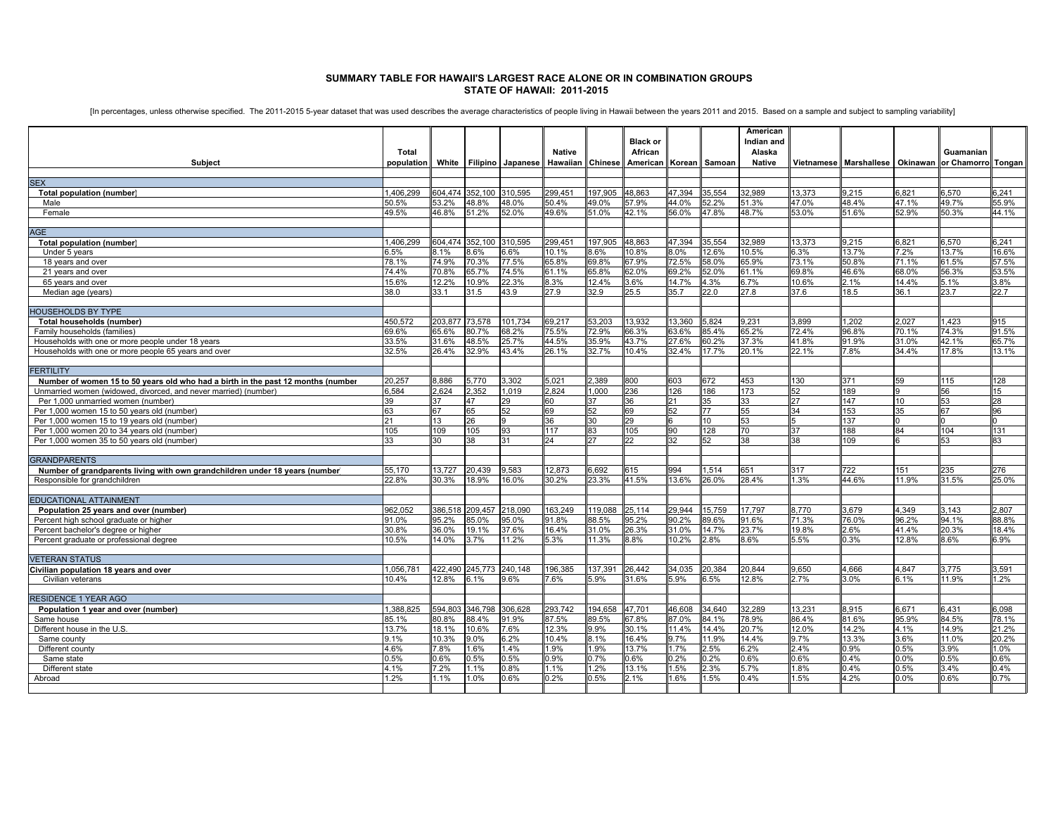## SUMMARY TABLE FOR HAWAII'S LARGEST RACE ALONE OR IN COMBINATION GROUPS
## STATE OF HAWAII: 2011-2015

[In percentages, unless otherwise specified. The 2011-2015 5-year dataset that was used describes the average characteristics of people living in Hawaii between the years 2011 and 2015. Based on a sample and subject to sampling variability]

| Subject | Total population | White | Filipino | Japanese | Native Hawaiian | Chinese | Black or African American | Korean | Samoan | American Indian and Alaska Native | Vietnamese | Marshallese | Okinawan | Guamanian or Chamorro | Tongan |
|---|---|---|---|---|---|---|---|---|---|---|---|---|---|---|---|
| **SEX** | | | | | | | | | | | | | | | |
| **Total population (number)** | 1,406,299 | 604,474 | 352,100 | 310,595 | 299,451 | 197,905 | 48,863 | 47,394 | 35,554 | 32,989 | 13,373 | 9,215 | 6,821 | 6,570 | 6,241 |
| Male | 50.5% | 53.2% | 48.8% | 48.0% | 50.4% | 49.0% | 57.9% | 44.0% | 52.2% | 51.3% | 47.0% | 48.4% | 47.1% | 49.7% | 55.9% |
| Female | 49.5% | 46.8% | 51.2% | 52.0% | 49.6% | 51.0% | 42.1% | 56.0% | 47.8% | 48.7% | 53.0% | 51.6% | 52.9% | 50.3% | 44.1% |
| **AGE** | | | | | | | | | | | | | | | |
| **Total population (number)** | 1,406,299 | 604,474 | 352,100 | 310,595 | 299,451 | 197,905 | 48,863 | 47,394 | 35,554 | 32,989 | 13,373 | 9,215 | 6,821 | 6,570 | 6,241 |
| Under 5 years | 6.5% | 8.1% | 8.6% | 6.6% | 10.1% | 8.6% | 10.8% | 8.0% | 12.6% | 10.5% | 6.3% | 13.7% | 7.2% | 13.7% | 16.6% |
| 18 years and over | 78.1% | 74.9% | 70.3% | 77.5% | 65.8% | 69.8% | 67.9% | 72.5% | 58.0% | 65.9% | 73.1% | 50.8% | 71.1% | 61.5% | 57.5% |
| 21 years and over | 74.4% | 70.8% | 65.7% | 74.5% | 61.1% | 65.8% | 62.0% | 69.2% | 52.0% | 61.1% | 69.8% | 46.6% | 68.0% | 56.3% | 53.5% |
| 65 years and over | 15.6% | 12.2% | 10.9% | 22.3% | 8.3% | 12.4% | 3.6% | 14.7% | 4.3% | 6.7% | 10.6% | 2.1% | 14.4% | 5.1% | 3.8% |
| Median age (years) | 38.0 | 33.1 | 31.5 | 43.9 | 27.9 | 32.9 | 25.5 | 35.7 | 22.0 | 27.8 | 37.6 | 18.5 | 36.1 | 23.7 | 22.7 |
| **HOUSEHOLDS BY TYPE** | | | | | | | | | | | | | | | |
| **Total households (number)** | 450,572 | 203,877 | 73,578 | 101,734 | 69,217 | 53,203 | 13,932 | 13,360 | 5,824 | 9,231 | 3,899 | 1,202 | 2,027 | 1,423 | 915 |
| Family households (families) | 69.6% | 65.6% | 80.7% | 68.2% | 75.5% | 72.9% | 66.3% | 63.6% | 85.4% | 65.2% | 72.4% | 96.8% | 70.1% | 74.3% | 91.5% |
| Households with one or more people under 18 years | 33.5% | 31.6% | 48.5% | 25.7% | 44.5% | 35.9% | 43.7% | 27.6% | 60.2% | 37.3% | 41.8% | 91.9% | 31.0% | 42.1% | 65.7% |
| Households with one or more people 65 years and over | 32.5% | 26.4% | 32.9% | 43.4% | 26.1% | 32.7% | 10.4% | 32.4% | 17.7% | 20.1% | 22.1% | 7.8% | 34.4% | 17.8% | 13.1% |
| **FERTILITY** | | | | | | | | | | | | | | | |
| **Number of women 15 to 50 years old who had a birth in the past 12 months (number)** | 20,257 | 8,886 | 5,770 | 3,302 | 5,021 | 2,389 | 800 | 603 | 672 | 453 | 130 | 371 | 59 | 115 | 128 |
| Unmarried women (widowed, divorced, and never married) (number) | 6,584 | 2,624 | 2,352 | 1,019 | 2,824 | 1,000 | 236 | 126 | 186 | 173 | 52 | 189 | 9 | 56 | 15 |
| Per 1,000 unmarried women (number) | 39 | 37 | 47 | 29 | 60 | 37 | 36 | 21 | 35 | 33 | 27 | 147 | 10 | 53 | 28 |
| Per 1,000 women 15 to 50 years old (number) | 63 | 67 | 65 | 52 | 69 | 52 | 69 | 52 | 77 | 55 | 34 | 153 | 35 | 67 | 96 |
| Per 1,000 women 15 to 19 years old (number) | 21 | 13 | 26 | 9 | 36 | 30 | 29 | 6 | 10 | 53 | 5 | 137 | 0 | 0 | 0 |
| Per 1,000 women 20 to 34 years old (number) | 105 | 109 | 105 | 93 | 117 | 83 | 105 | 90 | 128 | 70 | 37 | 188 | 84 | 104 | 131 |
| Per 1,000 women 35 to 50 years old (number) | 33 | 30 | 38 | 31 | 24 | 27 | 22 | 32 | 52 | 38 | 38 | 109 | 6 | 53 | 83 |
| **GRANDPARENTS** | | | | | | | | | | | | | | | |
| **Number of grandparents living with own grandchildren under 18 years (number)** | 55,170 | 13,727 | 20,439 | 9,583 | 12,873 | 6,692 | 615 | 994 | 1,514 | 651 | 317 | 722 | 151 | 235 | 276 |
| Responsible for grandchildren | 22.8% | 30.3% | 18.9% | 16.0% | 30.2% | 23.3% | 41.5% | 13.6% | 26.0% | 28.4% | 1.3% | 44.6% | 11.9% | 31.5% | 25.0% |
| **EDUCATIONAL ATTAINMENT** | | | | | | | | | | | | | | | |
| **Population 25 years and over (number)** | 962,052 | 386,518 | 209,457 | 218,090 | 163,249 | 119,088 | 25,114 | 29,944 | 15,759 | 17,797 | 8,770 | 3,679 | 4,349 | 3,143 | 2,807 |
| Percent high school graduate or higher | 91.0% | 95.2% | 85.0% | 95.0% | 91.8% | 88.5% | 95.2% | 90.2% | 89.6% | 91.6% | 71.3% | 76.0% | 96.2% | 94.1% | 88.8% |
| Percent bachelor's degree or higher | 30.8% | 36.0% | 19.1% | 37.6% | 16.4% | 31.0% | 26.3% | 31.0% | 14.7% | 23.7% | 19.8% | 2.6% | 41.4% | 20.3% | 18.4% |
| Percent graduate or professional degree | 10.5% | 14.0% | 3.7% | 11.2% | 5.3% | 11.3% | 8.8% | 10.2% | 2.8% | 8.6% | 5.5% | 0.3% | 12.8% | 8.6% | 6.9% |
| **VETERAN STATUS** | | | | | | | | | | | | | | | |
| **Civilian population 18 years and over** | 1,056,781 | 422,490 | 245,773 | 240,148 | 196,385 | 137,391 | 26,442 | 34,035 | 20,384 | 20,844 | 9,650 | 4,666 | 4,847 | 3,775 | 3,591 |
| Civilian veterans | 10.4% | 12.8% | 6.1% | 9.6% | 7.6% | 5.9% | 31.6% | 5.9% | 6.5% | 12.8% | 2.7% | 3.0% | 6.1% | 11.9% | 1.2% |
| **RESIDENCE 1 YEAR AGO** | | | | | | | | | | | | | | | |
| **Population 1 year and over (number)** | 1,388,825 | 594,803 | 346,798 | 306,628 | 293,742 | 194,658 | 47,701 | 46,608 | 34,640 | 32,289 | 13,231 | 8,915 | 6,671 | 6,431 | 6,098 |
| Same house | 85.1% | 80.8% | 88.4% | 91.9% | 87.5% | 89.5% | 67.8% | 87.0% | 84.1% | 78.9% | 86.4% | 81.6% | 95.9% | 84.5% | 78.1% |
| Different house in the U.S. | 13.7% | 18.1% | 10.6% | 7.6% | 12.3% | 9.9% | 30.1% | 11.4% | 14.4% | 20.7% | 12.0% | 14.2% | 4.1% | 14.9% | 21.2% |
| Same county | 9.1% | 10.3% | 9.0% | 6.2% | 10.4% | 8.1% | 16.4% | 9.7% | 11.9% | 14.4% | 9.7% | 13.3% | 3.6% | 11.0% | 20.2% |
| Different county | 4.6% | 7.8% | 1.6% | 1.4% | 1.9% | 1.9% | 13.7% | 1.7% | 2.5% | 6.2% | 2.4% | 0.9% | 0.5% | 3.9% | 1.0% |
| Same state | 0.5% | 0.6% | 0.5% | 0.5% | 0.9% | 0.7% | 0.6% | 0.2% | 0.2% | 0.6% | 0.6% | 0.4% | 0.0% | 0.5% | 0.6% |
| Different state | 4.1% | 7.2% | 1.1% | 0.8% | 1.1% | 1.2% | 13.1% | 1.5% | 2.3% | 5.7% | 1.8% | 0.4% | 0.5% | 3.4% | 0.4% |
| Abroad | 1.2% | 1.1% | 1.0% | 0.6% | 0.2% | 0.5% | 2.1% | 1.6% | 1.5% | 0.4% | 1.5% | 4.2% | 0.0% | 0.6% | 0.7% |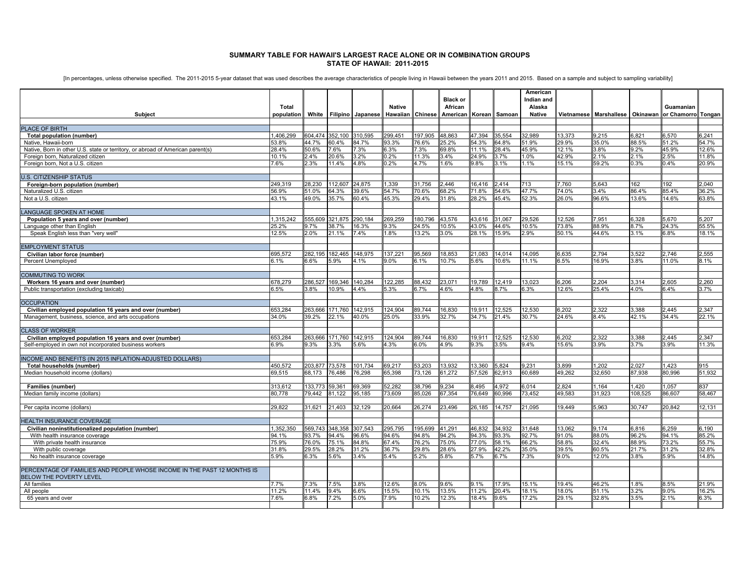## SUMMARY TABLE FOR HAWAII'S LARGEST RACE ALONE OR IN COMBINATION GROUPS
## STATE OF HAWAII: 2011-2015

[In percentages, unless otherwise specified. The 2011-2015 5-year dataset that was used describes the average characteristics of people living in Hawaii between the years 2011 and 2015. Based on a sample and subject to sampling variability]

| Subject | Total population | White | Filipino | Japanese | Native Hawaiian | Chinese | Black or African American | Korean | Samoan | American Indian and Alaska Native | Vietnamese | Marshallese | Okinawan | Guamanian or Chamorro | Tongan |
|---|---|---|---|---|---|---|---|---|---|---|---|---|---|---|---|
| PLACE OF BIRTH | | | | | | | | | | | | | | | |
| **Total population (number)** | 1,406,299 | 604,474 | 352,100 | 310,595 | 299,451 | 197,905 | 48,863 | 47,394 | 35,554 | 32,989 | 13,373 | 9,215 | 6,821 | 6,570 | 6,241 |
| Native, Hawaii-born | 53.8% | 44.7% | 60.4% | 84.7% | 93.3% | 76.6% | 25.2% | 54.3% | 64.8% | 51.9% | 29.9% | 35.0% | 88.5% | 51.2% | 54.7% |
| Native, Born in other U.S. state or territory, or abroad of American parent(s) | 28.4% | 50.6% | 7.6% | 7.3% | 6.3% | 7.3% | 69.8% | 11.1% | 28.4% | 45.9% | 12.1% | 3.8% | 9.2% | 45.9% | 12.6% |
| Foreign born, Naturalized citizen | 10.1% | 2.4% | 20.6% | 3.2% | 0.2% | 11.3% | 3.4% | 24.9% | 3.7% | 1.0% | 42.9% | 2.1% | 2.1% | 2.5% | 11.8% |
| Foreign born, Not a U.S. citizen | 7.6% | 2.3% | 11.4% | 4.8% | 0.2% | 4.7% | 1.6% | 9.8% | 3.1% | 1.1% | 15.1% | 59.2% | 0.3% | 0.4% | 20.9% |
| U.S. CITIZENSHIP STATUS | | | | | | | | | | | | | | | |
| **Foreign-born population (number)** | 249,319 | 28,230 | 112,607 | 24,875 | 1,339 | 31,756 | 2,446 | 16,416 | 2,414 | 713 | 7,760 | 5,643 | 162 | 192 | 2,040 |
| Naturalized U.S. citizen | 56.9% | 51.0% | 64.3% | 39.6% | 54.7% | 70.6% | 68.2% | 71.8% | 54.6% | 47.7% | 74.0% | 3.4% | 86.4% | 85.4% | 36.2% |
| Not a U.S. citizen | 43.1% | 49.0% | 35.7% | 60.4% | 45.3% | 29.4% | 31.8% | 28.2% | 45.4% | 52.3% | 26.0% | 96.6% | 13.6% | 14.6% | 63.8% |
| LANGUAGE SPOKEN AT HOME | | | | | | | | | | | | | | | |
| **Population 5 years and over (number)** | 1,315,242 | 555,609 | 321,875 | 290,184 | 269,259 | 180,796 | 43,576 | 43,616 | 31,067 | 29,526 | 12,526 | 7,951 | 6,328 | 5,670 | 5,207 |
| Language other than English | 25.2% | 9.7% | 38.7% | 16.3% | 9.3% | 24.5% | 10.5% | 43.0% | 44.6% | 10.5% | 73.8% | 88.9% | 8.7% | 24.3% | 55.5% |
| Speak English less than "very well" | 12.5% | 2.0% | 21.1% | 7.4% | 1.8% | 13.2% | 3.0% | 28.1% | 15.9% | 2.9% | 50.1% | 44.6% | 3.1% | 6.8% | 18.1% |
| EMPLOYMENT STATUS | | | | | | | | | | | | | | | |
| **Civilian labor force (number)** | 695,572 | 282,195 | 182,465 | 148,975 | 137,221 | 95,569 | 18,853 | 21,083 | 14,014 | 14,095 | 6,635 | 2,794 | 3,522 | 2,746 | 2,555 |
| Percent Unemployed | 6.1% | 6.6% | 5.9% | 4.1% | 9.0% | 6.1% | 10.7% | 5.6% | 10.6% | 11.1% | 6.5% | 16.9% | 3.8% | 11.0% | 8.1% |
| COMMUTING TO WORK | | | | | | | | | | | | | | | |
| **Workers 16 years and over (number)** | 678,279 | 286,527 | 169,346 | 140,284 | 122,285 | 88,432 | 23,071 | 19,789 | 12,419 | 13,023 | 6,206 | 2,204 | 3,314 | 2,605 | 2,260 |
| Public transportation (excluding taxicab) | 6.5% | 3.8% | 10.9% | 4.4% | 5.3% | 6.7% | 4.6% | 4.8% | 8.7% | 6.3% | 12.6% | 25.4% | 4.0% | 6.4% | 3.7% |
| OCCUPATION | | | | | | | | | | | | | | | |
| **Civilian employed population 16 years and over (number)** | 653,284 | 263,666 | 171,760 | 142,915 | 124,904 | 89,744 | 16,830 | 19,911 | 12,525 | 12,530 | 6,202 | 2,322 | 3,388 | 2,445 | 2,347 |
| Management, business, science, and arts occupations | 34.0% | 39.2% | 22.1% | 40.0% | 25.0% | 33.9% | 32.7% | 34.7% | 21.4% | 30.7% | 24.6% | 8.4% | 42.1% | 34.4% | 22.1% |
| CLASS OF WORKER | | | | | | | | | | | | | | | |
| **Civilian employed population 16 years and over (number)** | 653,284 | 263,666 | 171,760 | 142,915 | 124,904 | 89,744 | 16,830 | 19,911 | 12,525 | 12,530 | 6,202 | 2,322 | 3,388 | 2,445 | 2,347 |
| Self-employed in own not incorporated business workers | 6.9% | 9.3% | 3.3% | 5.6% | 4.3% | 6.0% | 4.9% | 9.3% | 3.5% | 9.4% | 15.6% | 3.9% | 3.7% | 3.9% | 11.3% |
| INCOME AND BENEFITS (IN 2015 INFLATION-ADJUSTED DOLLARS) | | | | | | | | | | | | | | | |
| **Total households (number)** | 450,572 | 203,877 | 73,578 | 101,734 | 69,217 | 53,203 | 13,932 | 13,360 | 5,824 | 9,231 | 3,899 | 1,202 | 2,027 | 1,423 | 915 |
| Median household income (dollars) | 69,515 | 68,173 | 76,486 | 76,298 | 65,398 | 73,126 | 61,272 | 57,526 | 62,913 | 60,689 | 49,262 | 32,650 | 87,938 | 80,996 | 51,932 |
| **Families (number)** | 313,612 | 133,773 | 59,361 | 69,369 | 52,282 | 38,796 | 9,234 | 8,495 | 4,972 | 6,014 | 2,824 | 1,164 | 1,420 | 1,057 | 837 |
| Median family income (dollars) | 80,778 | 79,442 | 81,122 | 95,185 | 73,609 | 85,026 | 67,354 | 76,649 | 60,996 | 73,452 | 49,583 | 31,923 | 108,525 | 86,607 | 58,467 |
| Per capita income (dollars) | 29,822 | 31,621 | 21,403 | 32,129 | 20,664 | 26,274 | 23,496 | 26,185 | 14,757 | 21,095 | 19,449 | 5,963 | 30,747 | 20,842 | 12,131 |
| HEALTH INSURANCE COVERAGE | | | | | | | | | | | | | | | |
| **Civilian noninstitutionalized population (number)** | 1,352,350 | 569,743 | 348,358 | 307,543 | 295,795 | 195,699 | 41,291 | 46,832 | 34,932 | 31,648 | 13,062 | 9,174 | 6,816 | 6,259 | 6,190 |
| With health insurance coverage | 94.1% | 93.7% | 94.4% | 96.6% | 94.6% | 94.8% | 94.2% | 94.3% | 93.3% | 92.7% | 91.0% | 88.0% | 96.2% | 94.1% | 85.2% |
| With private health insurance | 75.9% | 76.0% | 75.1% | 84.8% | 67.4% | 76.2% | 75.0% | 77.0% | 58.1% | 66.2% | 58.8% | 32.4% | 88.9% | 73.2% | 55.7% |
| With public coverage | 31.8% | 29.5% | 28.2% | 31.2% | 36.7% | 29.8% | 28.6% | 27.9% | 42.2% | 35.0% | 39.5% | 60.5% | 21.7% | 31.2% | 32.8% |
| No health insurance coverage | 5.9% | 6.3% | 5.6% | 3.4% | 5.4% | 5.2% | 5.8% | 5.7% | 6.7% | 7.3% | 9.0% | 12.0% | 3.8% | 5.9% | 14.8% |
| PERCENTAGE OF FAMILIES AND PEOPLE WHOSE INCOME IN THE PAST 12 MONTHS IS BELOW THE POVERTY LEVEL | | | | | | | | | | | | | | | |
| All families | 7.7% | 7.3% | 7.5% | 3.8% | 12.6% | 8.0% | 9.6% | 9.1% | 17.9% | 15.1% | 19.4% | 46.2% | 1.8% | 8.5% | 21.9% |
| All people | 11.2% | 11.4% | 9.4% | 6.6% | 15.5% | 10.1% | 13.5% | 11.2% | 20.4% | 18.1% | 18.0% | 51.1% | 3.2% | 9.0% | 16.2% |
| 65 years and over | 7.6% | 6.8% | 7.2% | 5.0% | 7.9% | 10.2% | 12.3% | 18.4% | 9.6% | 17.2% | 29.1% | 32.8% | 3.5% | 2.1% | 6.3% |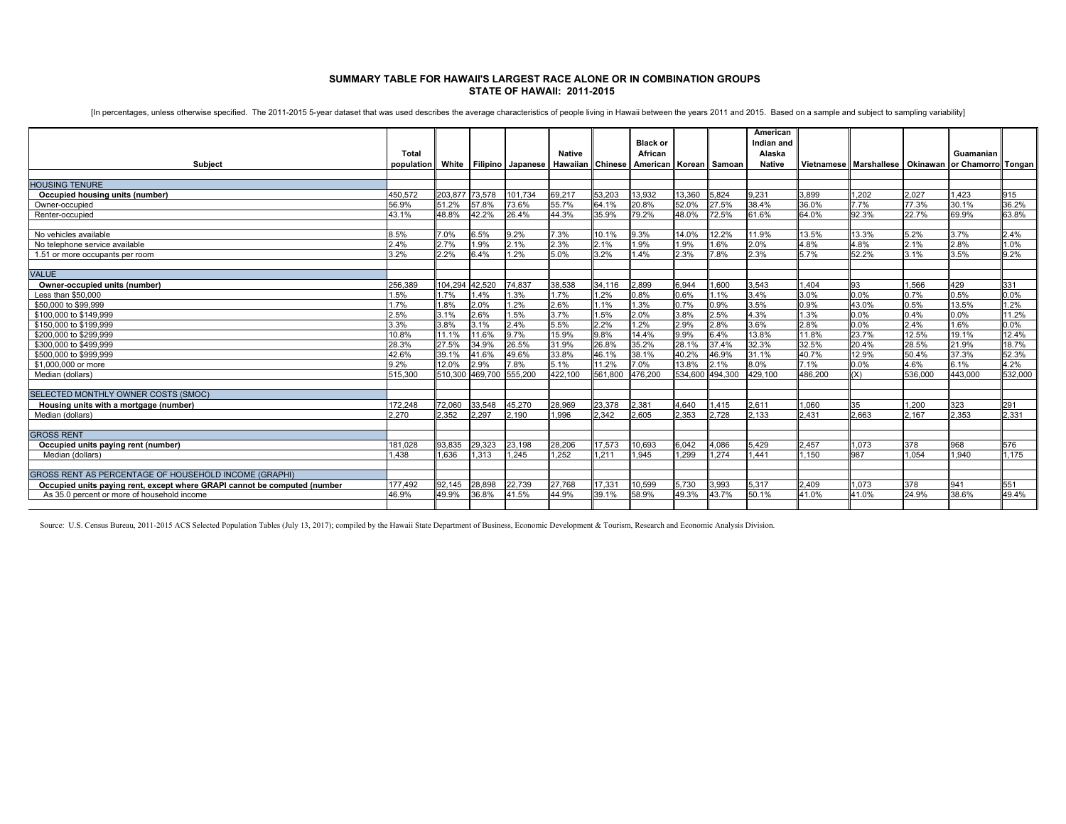## SUMMARY TABLE FOR HAWAII'S LARGEST RACE ALONE OR IN COMBINATION GROUPS
## STATE OF HAWAII: 2011-2015

[In percentages, unless otherwise specified. The 2011-2015 5-year dataset that was used describes the average characteristics of people living in Hawaii between the years 2011 and 2015. Based on a sample and subject to sampling variability]

| Subject | Total population | White | Filipino | Japanese | Native Hawaiian | Chinese | Black or African American | Korean | Samoan | American Indian and Alaska Native | Vietnamese | Marshallese | Okinawan | Guamanian or Chamorro | Tongan |
|---|---|---|---|---|---|---|---|---|---|---|---|---|---|---|---|
| HOUSING TENURE | | | | | | | | | | | | | | | |
| **Occupied housing units (number)** | 450,572 | 203,877 | 73,578 | 101,734 | 69,217 | 53,203 | 13,932 | 13,360 | 5,824 | 9,231 | 3,899 | 1,202 | 2,027 | 1,423 | 915 |
| Owner-occupied | 56.9% | 51.2% | 57.8% | 73.6% | 55.7% | 64.1% | 20.8% | 52.0% | 27.5% | 38.4% | 36.0% | 7.7% | 77.3% | 30.1% | 36.2% |
| Renter-occupied | 43.1% | 48.8% | 42.2% | 26.4% | 44.3% | 35.9% | 79.2% | 48.0% | 72.5% | 61.6% | 64.0% | 92.3% | 22.7% | 69.9% | 63.8% |
| No vehicles available | 8.5% | 7.0% | 6.5% | 9.2% | 7.3% | 10.1% | 9.3% | 14.0% | 12.2% | 11.9% | 13.5% | 13.3% | 5.2% | 3.7% | 2.4% |
| No telephone service available | 2.4% | 2.7% | 1.9% | 2.1% | 2.3% | 2.1% | 1.9% | 1.9% | 1.6% | 2.0% | 4.8% | 4.8% | 2.1% | 2.8% | 1.0% |
| 1.51 or more occupants per room | 3.2% | 2.2% | 6.4% | 1.2% | 5.0% | 3.2% | 1.4% | 2.3% | 7.8% | 2.3% | 5.7% | 52.2% | 3.1% | 3.5% | 9.2% |
| VALUE | | | | | | | | | | | | | | | |
| **Owner-occupied units (number)** | 256,389 | 104,294 | 42,520 | 74,837 | 38,538 | 34,116 | 2,899 | 6,944 | 1,600 | 3,543 | 1,404 | 93 | 1,566 | 429 | 331 |
| Less than $50,000 | 1.5% | 1.7% | 1.4% | 1.3% | 1.7% | 1.2% | 0.8% | 0.6% | 1.1% | 3.4% | 3.0% | 0.0% | 0.7% | 0.5% | 0.0% |
| $50,000 to $99,999 | 1.7% | 1.8% | 2.0% | 1.2% | 2.6% | 1.1% | 1.3% | 0.7% | 0.9% | 3.5% | 0.9% | 43.0% | 0.5% | 13.5% | 1.2% |
| $100,000 to $149,999 | 2.5% | 3.1% | 2.6% | 1.5% | 3.7% | 1.5% | 2.0% | 3.8% | 2.5% | 4.3% | 1.3% | 0.0% | 0.4% | 0.0% | 11.2% |
| $150,000 to $199,999 | 3.3% | 3.8% | 3.1% | 2.4% | 5.5% | 2.2% | 1.2% | 2.9% | 2.8% | 3.6% | 2.8% | 0.0% | 2.4% | 1.6% | 0.0% |
| $200,000 to $299,999 | 10.8% | 11.1% | 11.6% | 9.7% | 15.9% | 9.8% | 14.4% | 9.9% | 6.4% | 13.8% | 11.8% | 23.7% | 12.5% | 19.1% | 12.4% |
| $300,000 to $499,999 | 28.3% | 27.5% | 34.9% | 26.5% | 31.9% | 26.8% | 35.2% | 28.1% | 37.4% | 32.3% | 32.5% | 20.4% | 28.5% | 21.9% | 18.7% |
| $500,000 to $999,999 | 42.6% | 39.1% | 41.6% | 49.6% | 33.8% | 46.1% | 38.1% | 40.2% | 46.9% | 31.1% | 40.7% | 12.9% | 50.4% | 37.3% | 52.3% |
| $1,000,000 or more | 9.2% | 12.0% | 2.9% | 7.8% | 5.1% | 11.2% | 7.0% | 13.8% | 2.1% | 8.0% | 7.1% | 0.0% | 4.6% | 6.1% | 4.2% |
| Median (dollars) | 515,300 | 510,300 | 469,700 | 555,200 | 422,100 | 561,800 | 476,200 | 534,600 | 494,300 | 429,100 | 486,200 | (X) | 536,000 | 443,000 | 532,000 |
| SELECTED MONTHLY OWNER COSTS (SMOC) | | | | | | | | | | | | | | | |
| **Housing units with a mortgage (number)** | 172,248 | 72,060 | 33,548 | 45,270 | 28,969 | 23,378 | 2,381 | 4,640 | 1,415 | 2,611 | 1,060 | 35 | 1,200 | 323 | 291 |
| Median (dollars) | 2,270 | 2,352 | 2,297 | 2,190 | 1,996 | 2,342 | 2,605 | 2,353 | 2,728 | 2,133 | 2,431 | 2,663 | 2,167 | 2,353 | 2,331 |
| GROSS RENT | | | | | | | | | | | | | | | |
| **Occupied units paying rent (number)** | 181,028 | 93,835 | 29,323 | 23,198 | 28,206 | 17,573 | 10,693 | 6,042 | 4,086 | 5,429 | 2,457 | 1,073 | 378 | 968 | 576 |
| Median (dollars) | 1,438 | 1,636 | 1,313 | 1,245 | 1,252 | 1,211 | 1,945 | 1,299 | 1,274 | 1,441 | 1,150 | 987 | 1,054 | 1,940 | 1,175 |
| GROSS RENT AS PERCENTAGE OF HOUSEHOLD INCOME (GRAPHI) | | | | | | | | | | | | | | | |
| **Occupied units paying rent, except where GRAPI cannot be computed (number** | 177,492 | 92,145 | 28,898 | 22,739 | 27,768 | 17,331 | 10,599 | 5,730 | 3,993 | 5,317 | 2,409 | 1,073 | 378 | 941 | 551 |
| As 35.0 percent or more of household income | 46.9% | 49.9% | 36.8% | 41.5% | 44.9% | 39.1% | 58.9% | 49.3% | 43.7% | 50.1% | 41.0% | 41.0% | 24.9% | 38.6% | 49.4% |

Source: U.S. Census Bureau, 2011-2015 ACS Selected Population Tables (July 13, 2017); compiled by the Hawaii State Department of Business, Economic Development & Tourism, Research and Economic Analysis Division.